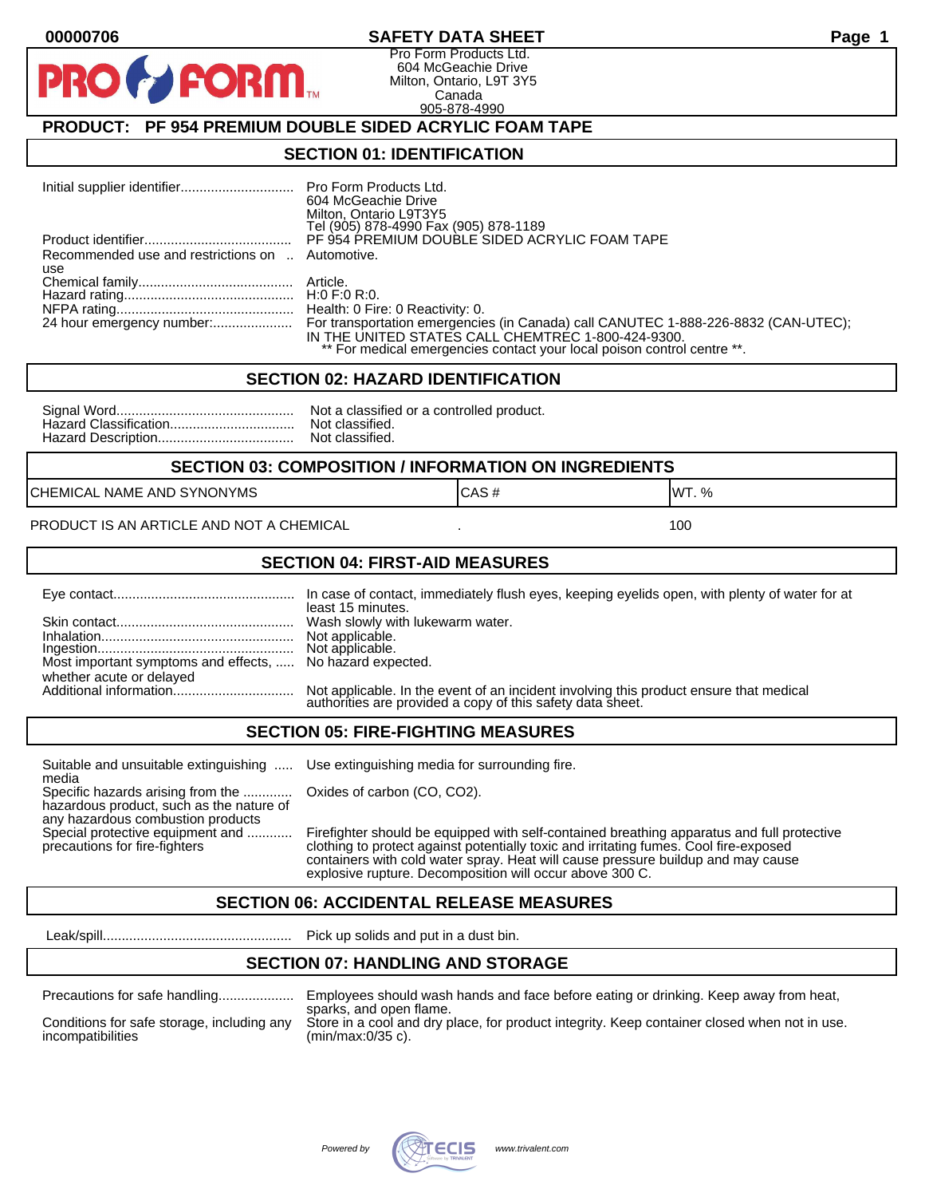00000706

# SAFETY DATA SHEET

Pro Form Products Ltd.
604 McGeachie Drive
Milton, Ontario, L9T 3Y5
Canada
905-878-4990

## PRODUCT: PF 954 PREMIUM DOUBLE SIDED ACRYLIC FOAM TAPE

## SECTION 01: IDENTIFICATION

| | |
|---|---|
| Initial supplier identifier | Pro Form Products Ltd. 604 McGeachie Drive Milton, Ontario L9T3Y5 Tel (905) 878-4990 Fax (905) 878-1189 |
| Product identifier | PF 954 PREMIUM DOUBLE SIDED ACRYLIC FOAM TAPE |
| Recommended use and restrictions on use | Automotive. |
| Chemical family | Article. |
| Hazard rating | H:0 F:0 R:0. |
| NFPA rating | Health: 0 Fire: 0 Reactivity: 0. |
| 24 hour emergency number: | For transportation emergencies (in Canada) call CANUTEC 1-888-226-8832 (CAN-UTEC); IN THE UNITED STATES CALL CHEMTREC 1-800-424-9300. ** For medical emergencies contact your local poison control centre **. |

## SECTION 02: HAZARD IDENTIFICATION

| | |
|---|---|
| Signal Word | Not a classified or a controlled product. |
| Hazard Classification | Not classified. |
| Hazard Description | Not classified. |

## SECTION 03: COMPOSITION / INFORMATION ON INGREDIENTS

| CHEMICAL NAME AND SYNONYMS | CAS # | WT. % |
|---|---|---|
| PRODUCT IS AN ARTICLE AND NOT A CHEMICAL | . | 100 |

## SECTION 04: FIRST-AID MEASURES

| | |
|---|---|
| Eye contact | In case of contact, immediately flush eyes, keeping eyelids open, with plenty of water for at least 15 minutes. |
| Skin contact | Wash slowly with lukewarm water. |
| Inhalation | Not applicable. |
| Ingestion | Not applicable. |
| Most important symptoms and effects, whether acute or delayed | No hazard expected. |
| Additional information | Not applicable. In the event of an incident involving this product ensure that medical authorities are provided a copy of this safety data sheet. |

## SECTION 05: FIRE-FIGHTING MEASURES

| | |
|---|---|
| Suitable and unsuitable extinguishing media | Use extinguishing media for surrounding fire. |
| Specific hazards arising from the hazardous product, such as the nature of any hazardous combustion products | Oxides of carbon (CO, CO2). |
| Special protective equipment and precautions for fire-fighters | Firefighter should be equipped with self-contained breathing apparatus and full protective clothing to protect against potentially toxic and irritating fumes. Cool fire-exposed containers with cold water spray. Heat will cause pressure buildup and may cause explosive rupture. Decomposition will occur above 300 C. |

## SECTION 06: ACCIDENTAL RELEASE MEASURES

| | |
|---|---|
| Leak/spill | Pick up solids and put in a dust bin. |

## SECTION 07: HANDLING AND STORAGE

| | |
|---|---|
| Precautions for safe handling | Employees should wash hands and face before eating or drinking. Keep away from heat, sparks, and open flame. |
| Conditions for safe storage, including any incompatibilities | Store in a cool and dry place, for product integrity. Keep container closed when not in use. (min/max:0/35 c). |

Powered by TECIS www.trivalent.com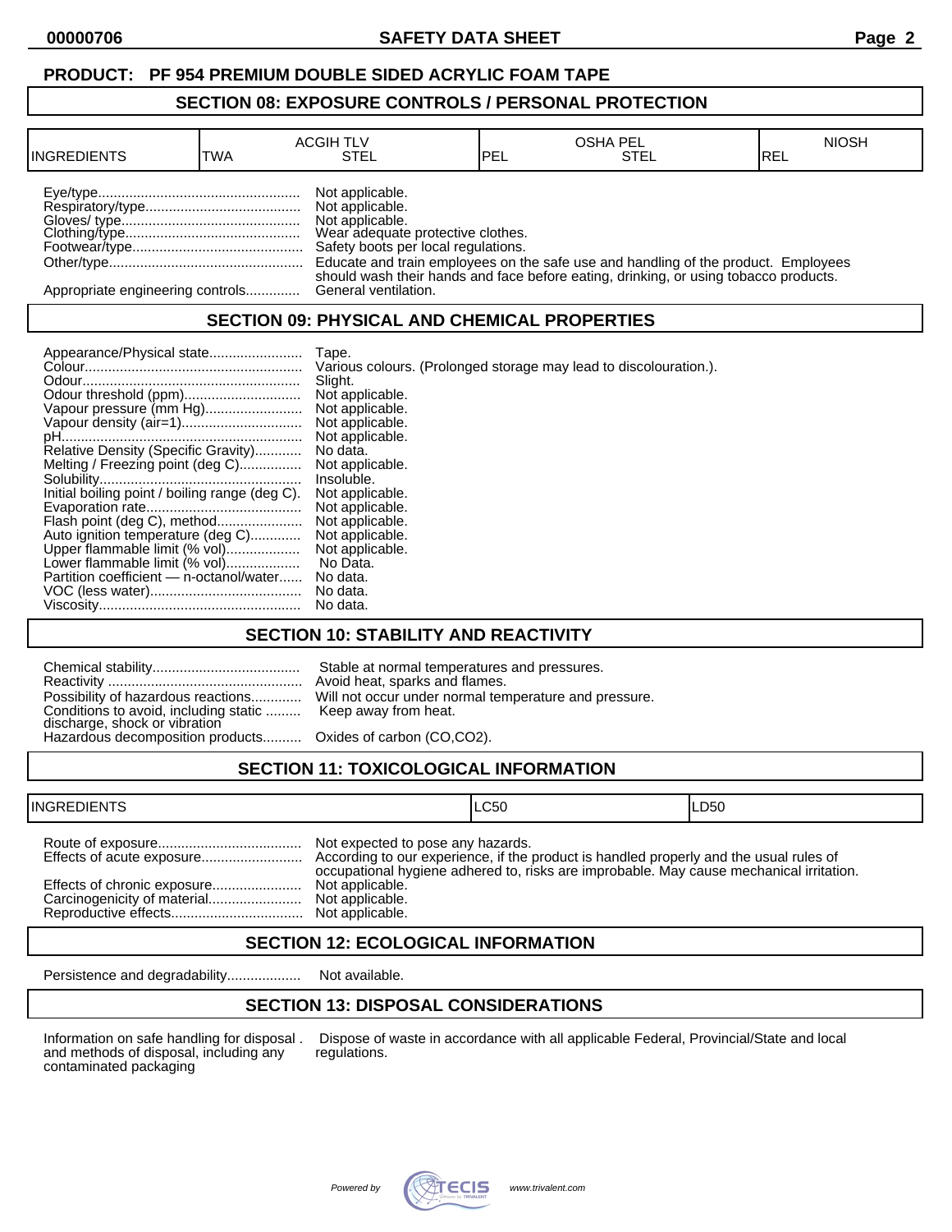**PRODUCT: PF 954 PREMIUM DOUBLE SIDED ACRYLIC FOAM TAPE**

## SECTION 08: EXPOSURE CONTROLS / PERSONAL PROTECTION

| INGREDIENTS | ACGIH TLV | | OSHA PEL | | NIOSH |
|---|---|---|---|---|---|
| | TWA | STEL | PEL | STEL | REL |

Eye/type.................................................... Not applicable.
Respiratory/type........................................ Not applicable.
Gloves/ type.............................................. Not applicable.
Clothing/type............................................. Wear adequate protective clothes.
Footwear/type............................................ Safety boots per local regulations.
Other/type.................................................. Educate and train employees on the safe use and handling of the product. Employees should wash their hands and face before eating, drinking, or using tobacco products.
Appropriate engineering controls.............. General ventilation.

## SECTION 09: PHYSICAL AND CHEMICAL PROPERTIES

Appearance/Physical state........................ Tape.
Colour........................................................ Various colours. (Prolonged storage may lead to discolouration.).
Odour......................................................... Slight.
Odour threshold (ppm).............................. Not applicable.
Vapour pressure (mm Hg)......................... Not applicable.
Vapour density (air=1)............................... Not applicable.
pH.............................................................. Not applicable.
Relative Density (Specific Gravity)............ No data.
Melting / Freezing point (deg C)................ Not applicable.
Solubility.................................................... Insoluble.
Initial boiling point / boiling range (deg C). Not applicable.
Evaporation rate........................................ Not applicable.
Flash point (deg C), method...................... Not applicable.
Auto ignition temperature (deg C)............. Not applicable.
Upper flammable limit (% vol)................... Not applicable.
Lower flammable limit (% vol)................... No Data.
Partition coefficient — n-octanol/water...... No data.
VOC (less water)....................................... No data.
Viscosity.................................................... No data.

## SECTION 10: STABILITY AND REACTIVITY

Chemical stability...................................... Stable at normal temperatures and pressures.
Reactivity .................................................. Avoid heat, sparks and flames.
Possibility of hazardous reactions............. Will not occur under normal temperature and pressure.
Conditions to avoid, including static discharge, shock or vibration ......... Keep away from heat.
Hazardous decomposition products.......... Oxides of carbon (CO,CO2).

## SECTION 11: TOXICOLOGICAL INFORMATION

| INGREDIENTS | LC50 | LD50 |
|---|---|---|

Route of exposure..................................... Not expected to pose any hazards.
Effects of acute exposure.......................... According to our experience, if the product is handled properly and the usual rules of occupational hygiene adhered to, risks are improbable. May cause mechanical irritation.
Effects of chronic exposure....................... Not applicable.
Carcinogenicity of material........................ Not applicable.
Reproductive effects.................................. Not applicable.

## SECTION 12: ECOLOGICAL INFORMATION

Persistence and degradability................... Not available.

## SECTION 13: DISPOSAL CONSIDERATIONS

Information on safe handling for disposal and methods of disposal, including any contaminated packaging . Dispose of waste in accordance with all applicable Federal, Provincial/State and local regulations.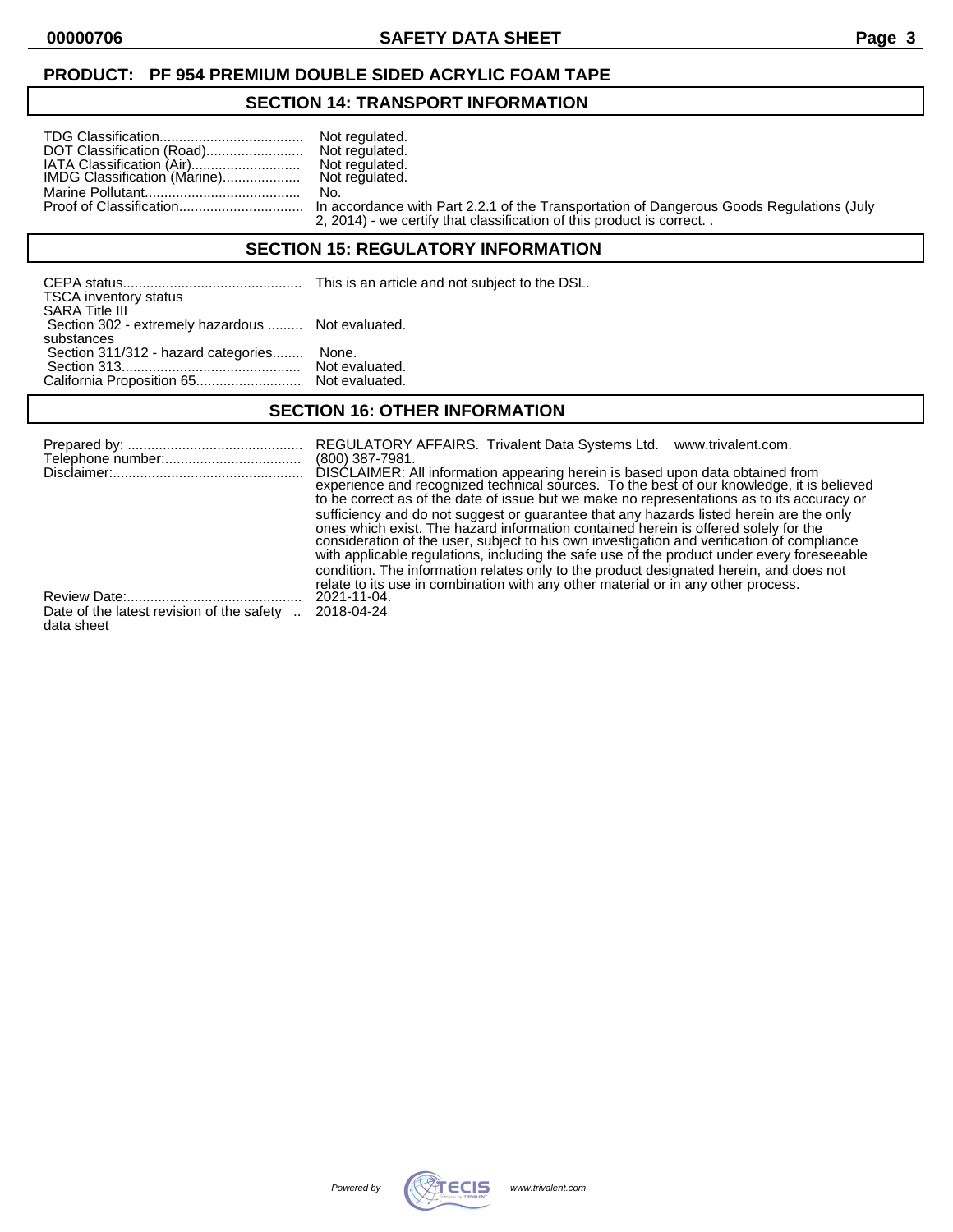**PRODUCT: PF 954 PREMIUM DOUBLE SIDED ACRYLIC FOAM TAPE**

## SECTION 14: TRANSPORT INFORMATION

| | |
|---|---|
| TDG Classification | Not regulated. |
| DOT Classification (Road) | Not regulated. |
| IATA Classification (Air) | Not regulated. |
| IMDG Classification (Marine) | Not regulated. |
| Marine Pollutant | No. |
| Proof of Classification | In accordance with Part 2.2.1 of the Transportation of Dangerous Goods Regulations (July 2, 2014) - we certify that classification of this product is correct. . |

## SECTION 15: REGULATORY INFORMATION

| | |
|---|---|
| CEPA status | This is an article and not subject to the DSL. |
| TSCA inventory status | |
| SARA Title III | |
| Section 302 - extremely hazardous substances | Not evaluated. |
| Section 311/312 - hazard categories | None. |
| Section 313 | Not evaluated. |
| California Proposition 65 | Not evaluated. |

## SECTION 16: OTHER INFORMATION

| | |
|---|---|
| Prepared by: | REGULATORY AFFAIRS. Trivalent Data Systems Ltd. www.trivalent.com. |
| Telephone number: | (800) 387-7981. |
| Disclaimer: | DISCLAIMER: All information appearing herein is based upon data obtained from experience and recognized technical sources. To the best of our knowledge, it is believed to be correct as of the date of issue but we make no representations as to its accuracy or sufficiency and do not suggest or guarantee that any hazards listed herein are the only ones which exist. The hazard information contained herein is offered solely for the consideration of the user, subject to his own investigation and verification of compliance with applicable regulations, including the safe use of the product under every foreseeable condition. The information relates only to the product designated herein, and does not relate to its use in combination with any other material or in any other process. |
| Review Date: | 2021-11-04. |
| Date of the latest revision of the safety data sheet | 2018-04-24 |